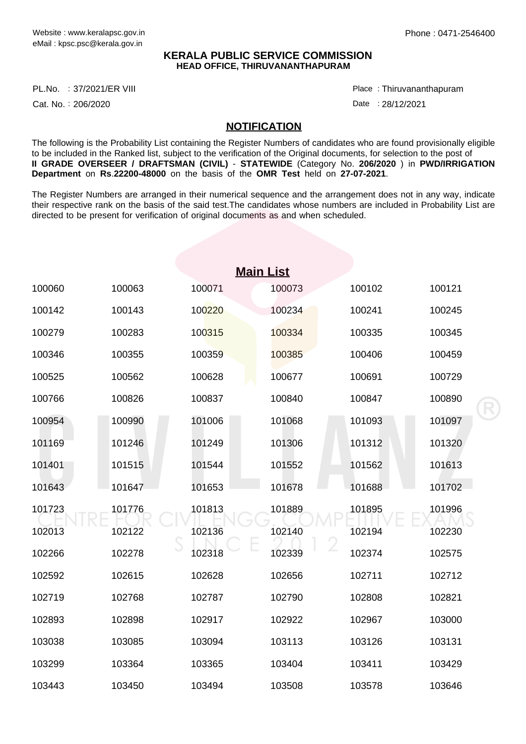Website : www.keralapsc.gov.in
eMail : kpsc.psc@kerala.gov.in

Phone : 0471-2546400

**KERALA PUBLIC SERVICE COMMISSION**
**HEAD OFFICE, THIRUVANANTHAPURAM**

PL.No. : 37/2021/ER VIII
Cat. No. : 206/2020

Place : Thiruvananthapuram
Date : 28/12/2021

## NOTIFICATION

The following is the Probability List containing the Register Numbers of candidates who are found provisionally eligible to be included in the Ranked list, subject to the verification of the Original documents, for selection to the post of **II GRADE OVERSEER / DRAFTSMAN (CIVIL)** - **STATEWIDE** (Category No. **206/2020** ) in **PWD/IRRIGATION Department** on **Rs**.**22200-48000** on the basis of the **OMR Test** held on **27-07-2021**.

The Register Numbers are arranged in their numerical sequence and the arrangement does not in any way, indicate their respective rank on the basis of the said test.The candidates whose numbers are included in Probability List are directed to be present for verification of original documents as and when scheduled.

## Main List

| | | | | | |
|---|---|---|---|---|---|
| 100060 | 100063 | 100071 | 100073 | 100102 | 100121 |
| 100142 | 100143 | 100220 | 100234 | 100241 | 100245 |
| 100279 | 100283 | 100315 | 100334 | 100335 | 100345 |
| 100346 | 100355 | 100359 | 100385 | 100406 | 100459 |
| 100525 | 100562 | 100628 | 100677 | 100691 | 100729 |
| 100766 | 100826 | 100837 | 100840 | 100847 | 100890 |
| 100954 | 100990 | 101006 | 101068 | 101093 | 101097 |
| 101169 | 101246 | 101249 | 101306 | 101312 | 101320 |
| 101401 | 101515 | 101544 | 101552 | 101562 | 101613 |
| 101643 | 101647 | 101653 | 101678 | 101688 | 101702 |
| 101723 | 101776 | 101813 | 101889 | 101895 | 101996 |
| 102013 | 102122 | 102136 | 102140 | 102194 | 102230 |
| 102266 | 102278 | 102318 | 102339 | 102374 | 102575 |
| 102592 | 102615 | 102628 | 102656 | 102711 | 102712 |
| 102719 | 102768 | 102787 | 102790 | 102808 | 102821 |
| 102893 | 102898 | 102917 | 102922 | 102967 | 103000 |
| 103038 | 103085 | 103094 | 103113 | 103126 | 103131 |
| 103299 | 103364 | 103365 | 103404 | 103411 | 103429 |
| 103443 | 103450 | 103494 | 103508 | 103578 | 103646 |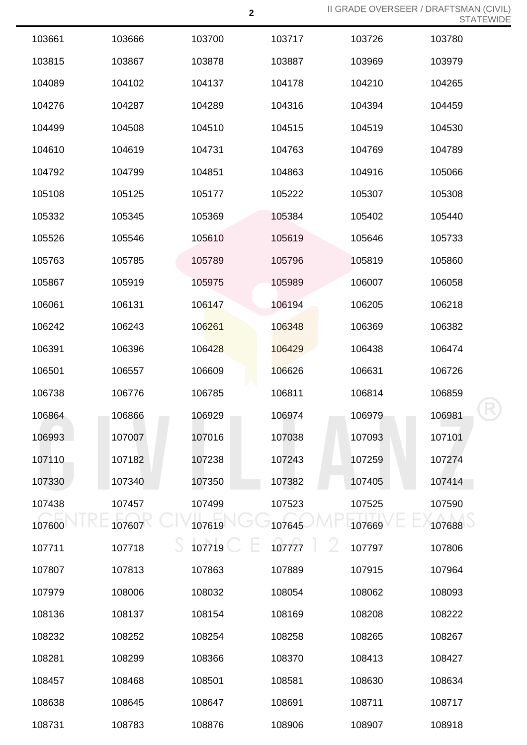| | | | | | |
|---|---|---|---|---|---|
| 103661 | 103666 | 103700 | 103717 | 103726 | 103780 |
| 103815 | 103867 | 103878 | 103887 | 103969 | 103979 |
| 104089 | 104102 | 104137 | 104178 | 104210 | 104265 |
| 104276 | 104287 | 104289 | 104316 | 104394 | 104459 |
| 104499 | 104508 | 104510 | 104515 | 104519 | 104530 |
| 104610 | 104619 | 104731 | 104763 | 104769 | 104789 |
| 104792 | 104799 | 104851 | 104863 | 104916 | 105066 |
| 105108 | 105125 | 105177 | 105222 | 105307 | 105308 |
| 105332 | 105345 | 105369 | 105384 | 105402 | 105440 |
| 105526 | 105546 | 105610 | 105619 | 105646 | 105733 |
| 105763 | 105785 | 105789 | 105796 | 105819 | 105860 |
| 105867 | 105919 | 105975 | 105989 | 106007 | 106058 |
| 106061 | 106131 | 106147 | 106194 | 106205 | 106218 |
| 106242 | 106243 | 106261 | 106348 | 106369 | 106382 |
| 106391 | 106396 | 106428 | 106429 | 106438 | 106474 |
| 106501 | 106557 | 106609 | 106626 | 106631 | 106726 |
| 106738 | 106776 | 106785 | 106811 | 106814 | 106859 |
| 106864 | 106866 | 106929 | 106974 | 106979 | 106981 |
| 106993 | 107007 | 107016 | 107038 | 107093 | 107101 |
| 107110 | 107182 | 107238 | 107243 | 107259 | 107274 |
| 107330 | 107340 | 107350 | 107382 | 107405 | 107414 |
| 107438 | 107457 | 107499 | 107523 | 107525 | 107590 |
| 107600 | 107607 | 107619 | 107645 | 107669 | 107688 |
| 107711 | 107718 | 107719 | 107777 | 107797 | 107806 |
| 107807 | 107813 | 107863 | 107889 | 107915 | 107964 |
| 107979 | 108006 | 108032 | 108054 | 108062 | 108093 |
| 108136 | 108137 | 108154 | 108169 | 108208 | 108222 |
| 108232 | 108252 | 108254 | 108258 | 108265 | 108267 |
| 108281 | 108299 | 108366 | 108370 | 108413 | 108427 |
| 108457 | 108468 | 108501 | 108581 | 108630 | 108634 |
| 108638 | 108645 | 108647 | 108691 | 108711 | 108717 |
| 108731 | 108783 | 108876 | 108906 | 108907 | 108918 |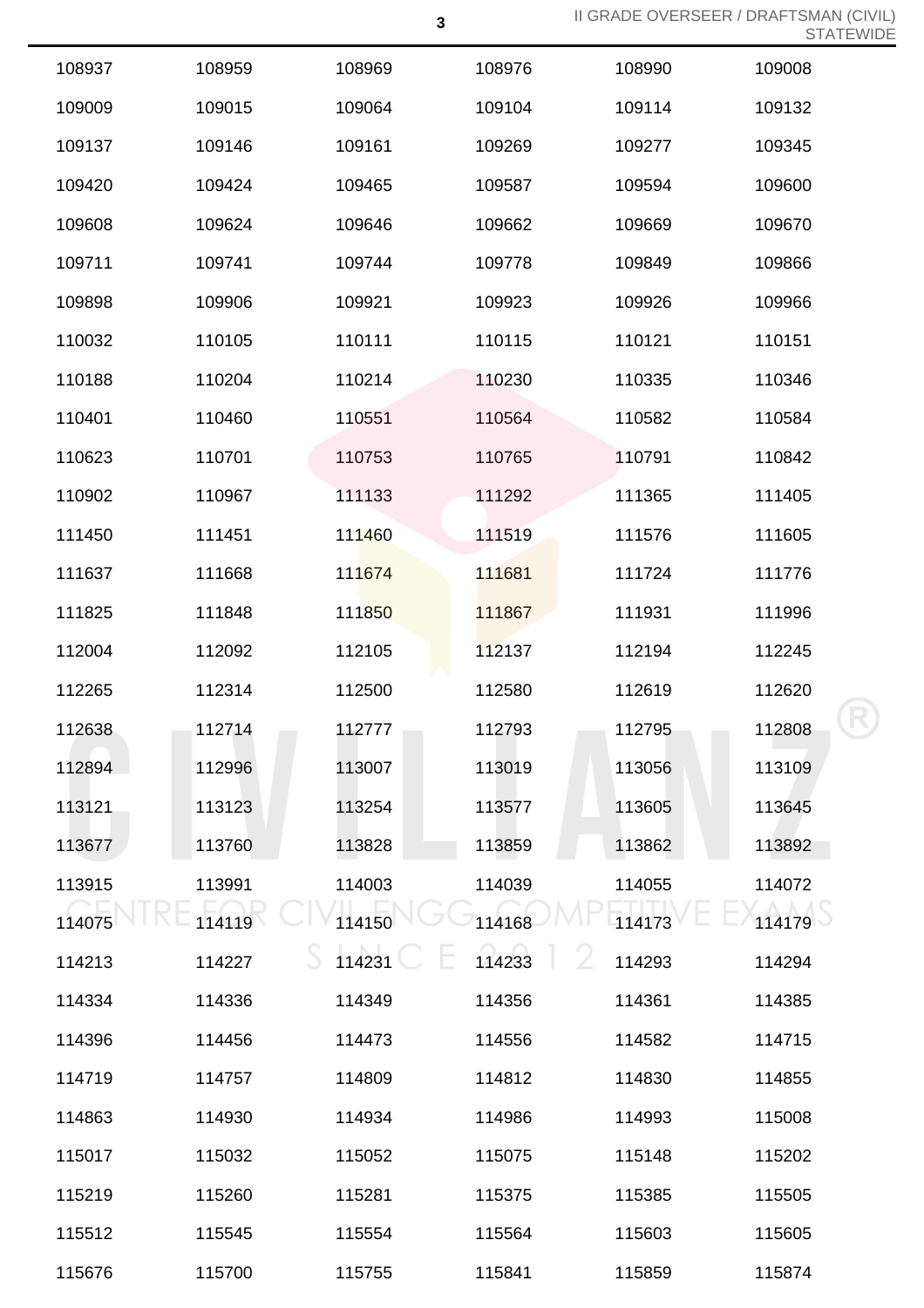| | | | | | |
|---|---|---|---|---|---|
| 108937 | 108959 | 108969 | 108976 | 108990 | 109008 |
| 109009 | 109015 | 109064 | 109104 | 109114 | 109132 |
| 109137 | 109146 | 109161 | 109269 | 109277 | 109345 |
| 109420 | 109424 | 109465 | 109587 | 109594 | 109600 |
| 109608 | 109624 | 109646 | 109662 | 109669 | 109670 |
| 109711 | 109741 | 109744 | 109778 | 109849 | 109866 |
| 109898 | 109906 | 109921 | 109923 | 109926 | 109966 |
| 110032 | 110105 | 110111 | 110115 | 110121 | 110151 |
| 110188 | 110204 | 110214 | 110230 | 110335 | 110346 |
| 110401 | 110460 | 110551 | 110564 | 110582 | 110584 |
| 110623 | 110701 | 110753 | 110765 | 110791 | 110842 |
| 110902 | 110967 | 111133 | 111292 | 111365 | 111405 |
| 111450 | 111451 | 111460 | 111519 | 111576 | 111605 |
| 111637 | 111668 | 111674 | 111681 | 111724 | 111776 |
| 111825 | 111848 | 111850 | 111867 | 111931 | 111996 |
| 112004 | 112092 | 112105 | 112137 | 112194 | 112245 |
| 112265 | 112314 | 112500 | 112580 | 112619 | 112620 |
| 112638 | 112714 | 112777 | 112793 | 112795 | 112808 |
| 112894 | 112996 | 113007 | 113019 | 113056 | 113109 |
| 113121 | 113123 | 113254 | 113577 | 113605 | 113645 |
| 113677 | 113760 | 113828 | 113859 | 113862 | 113892 |
| 113915 | 113991 | 114003 | 114039 | 114055 | 114072 |
| 114075 | 114119 | 114150 | 114168 | 114173 | 114179 |
| 114213 | 114227 | 114231 | 114233 | 114293 | 114294 |
| 114334 | 114336 | 114349 | 114356 | 114361 | 114385 |
| 114396 | 114456 | 114473 | 114556 | 114582 | 114715 |
| 114719 | 114757 | 114809 | 114812 | 114830 | 114855 |
| 114863 | 114930 | 114934 | 114986 | 114993 | 115008 |
| 115017 | 115032 | 115052 | 115075 | 115148 | 115202 |
| 115219 | 115260 | 115281 | 115375 | 115385 | 115505 |
| 115512 | 115545 | 115554 | 115564 | 115603 | 115605 |
| 115676 | 115700 | 115755 | 115841 | 115859 | 115874 |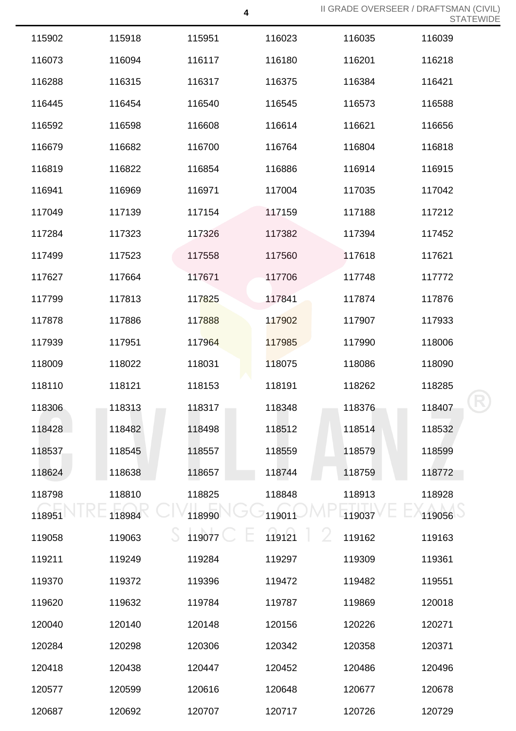| | | | | | |
|---|---|---|---|---|---|
| 115902 | 115918 | 115951 | 116023 | 116035 | 116039 |
| 116073 | 116094 | 116117 | 116180 | 116201 | 116218 |
| 116288 | 116315 | 116317 | 116375 | 116384 | 116421 |
| 116445 | 116454 | 116540 | 116545 | 116573 | 116588 |
| 116592 | 116598 | 116608 | 116614 | 116621 | 116656 |
| 116679 | 116682 | 116700 | 116764 | 116804 | 116818 |
| 116819 | 116822 | 116854 | 116886 | 116914 | 116915 |
| 116941 | 116969 | 116971 | 117004 | 117035 | 117042 |
| 117049 | 117139 | 117154 | 117159 | 117188 | 117212 |
| 117284 | 117323 | 117326 | 117382 | 117394 | 117452 |
| 117499 | 117523 | 117558 | 117560 | 117618 | 117621 |
| 117627 | 117664 | 117671 | 117706 | 117748 | 117772 |
| 117799 | 117813 | 117825 | 117841 | 117874 | 117876 |
| 117878 | 117886 | 117888 | 117902 | 117907 | 117933 |
| 117939 | 117951 | 117964 | 117985 | 117990 | 118006 |
| 118009 | 118022 | 118031 | 118075 | 118086 | 118090 |
| 118110 | 118121 | 118153 | 118191 | 118262 | 118285 |
| 118306 | 118313 | 118317 | 118348 | 118376 | 118407 |
| 118428 | 118482 | 118498 | 118512 | 118514 | 118532 |
| 118537 | 118545 | 118557 | 118559 | 118579 | 118599 |
| 118624 | 118638 | 118657 | 118744 | 118759 | 118772 |
| 118798 | 118810 | 118825 | 118848 | 118913 | 118928 |
| 118951 | 118984 | 118990 | 119011 | 119037 | 119056 |
| 119058 | 119063 | 119077 | 119121 | 119162 | 119163 |
| 119211 | 119249 | 119284 | 119297 | 119309 | 119361 |
| 119370 | 119372 | 119396 | 119472 | 119482 | 119551 |
| 119620 | 119632 | 119784 | 119787 | 119869 | 120018 |
| 120040 | 120140 | 120148 | 120156 | 120226 | 120271 |
| 120284 | 120298 | 120306 | 120342 | 120358 | 120371 |
| 120418 | 120438 | 120447 | 120452 | 120486 | 120496 |
| 120577 | 120599 | 120616 | 120648 | 120677 | 120678 |
| 120687 | 120692 | 120707 | 120717 | 120726 | 120729 |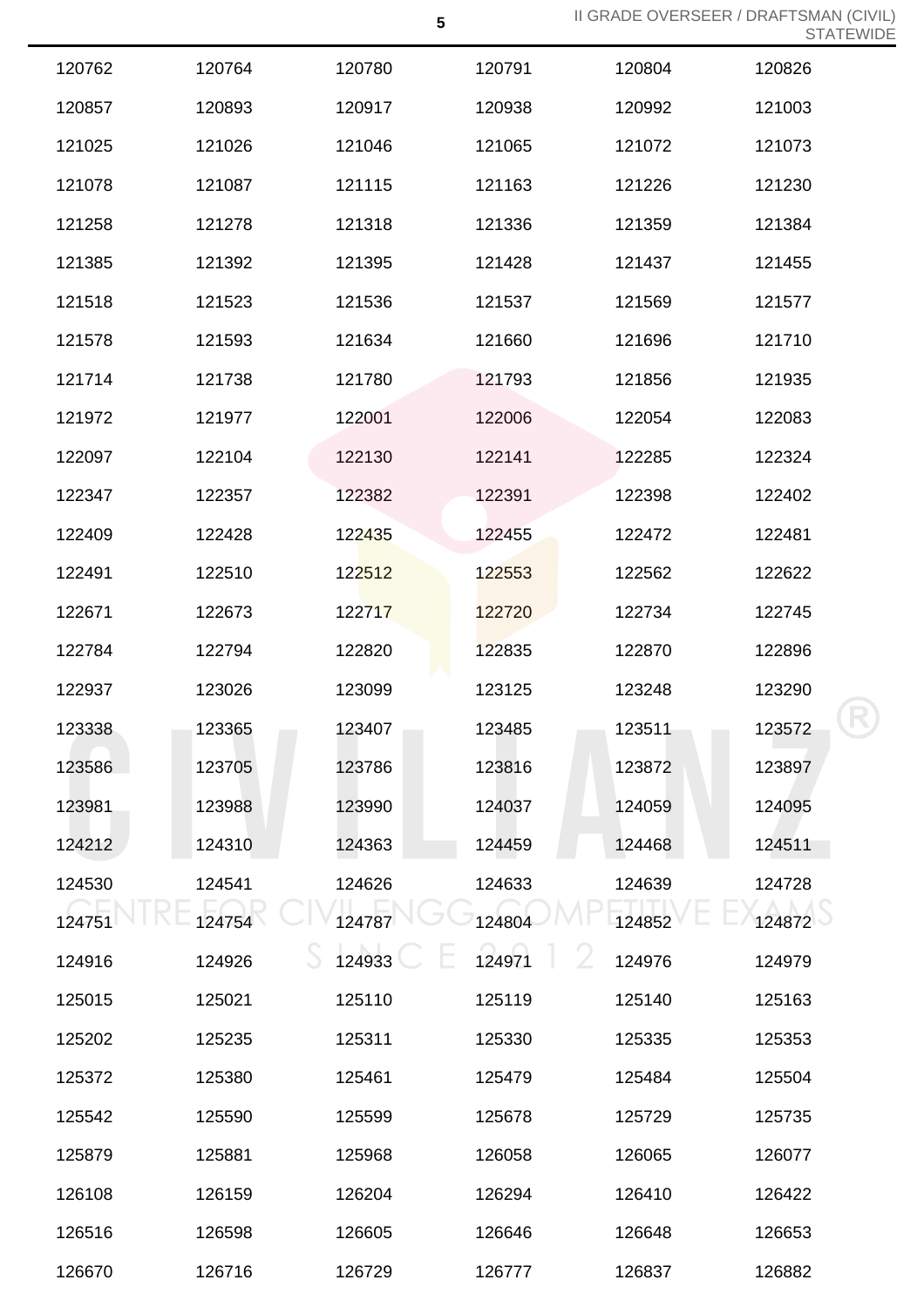| | | | | | |
|---|---|---|---|---|---|
| 120762 | 120764 | 120780 | 120791 | 120804 | 120826 |
| 120857 | 120893 | 120917 | 120938 | 120992 | 121003 |
| 121025 | 121026 | 121046 | 121065 | 121072 | 121073 |
| 121078 | 121087 | 121115 | 121163 | 121226 | 121230 |
| 121258 | 121278 | 121318 | 121336 | 121359 | 121384 |
| 121385 | 121392 | 121395 | 121428 | 121437 | 121455 |
| 121518 | 121523 | 121536 | 121537 | 121569 | 121577 |
| 121578 | 121593 | 121634 | 121660 | 121696 | 121710 |
| 121714 | 121738 | 121780 | 121793 | 121856 | 121935 |
| 121972 | 121977 | 122001 | 122006 | 122054 | 122083 |
| 122097 | 122104 | 122130 | 122141 | 122285 | 122324 |
| 122347 | 122357 | 122382 | 122391 | 122398 | 122402 |
| 122409 | 122428 | 122435 | 122455 | 122472 | 122481 |
| 122491 | 122510 | 122512 | 122553 | 122562 | 122622 |
| 122671 | 122673 | 122717 | 122720 | 122734 | 122745 |
| 122784 | 122794 | 122820 | 122835 | 122870 | 122896 |
| 122937 | 123026 | 123099 | 123125 | 123248 | 123290 |
| 123338 | 123365 | 123407 | 123485 | 123511 | 123572 |
| 123586 | 123705 | 123786 | 123816 | 123872 | 123897 |
| 123981 | 123988 | 123990 | 124037 | 124059 | 124095 |
| 124212 | 124310 | 124363 | 124459 | 124468 | 124511 |
| 124530 | 124541 | 124626 | 124633 | 124639 | 124728 |
| 124751 | 124754 | 124787 | 124804 | 124852 | 124872 |
| 124916 | 124926 | 124933 | 124971 | 124976 | 124979 |
| 125015 | 125021 | 125110 | 125119 | 125140 | 125163 |
| 125202 | 125235 | 125311 | 125330 | 125335 | 125353 |
| 125372 | 125380 | 125461 | 125479 | 125484 | 125504 |
| 125542 | 125590 | 125599 | 125678 | 125729 | 125735 |
| 125879 | 125881 | 125968 | 126058 | 126065 | 126077 |
| 126108 | 126159 | 126204 | 126294 | 126410 | 126422 |
| 126516 | 126598 | 126605 | 126646 | 126648 | 126653 |
| 126670 | 126716 | 126729 | 126777 | 126837 | 126882 |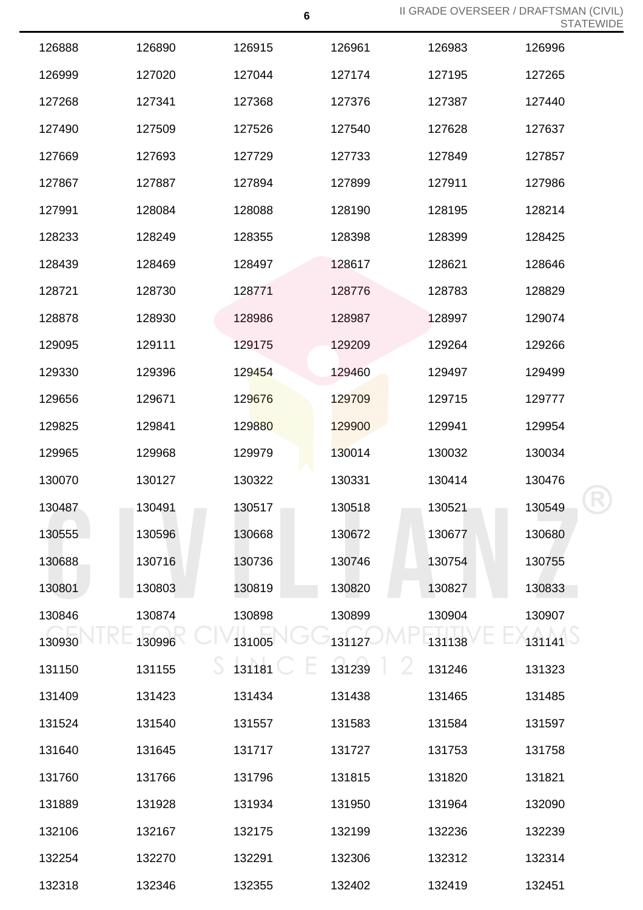| 126888 | 126890 | 126915 | 126961 | 126983 | 126996 |
|---|---|---|---|---|---|
| 126999 | 127020 | 127044 | 127174 | 127195 | 127265 |
| 127268 | 127341 | 127368 | 127376 | 127387 | 127440 |
| 127490 | 127509 | 127526 | 127540 | 127628 | 127637 |
| 127669 | 127693 | 127729 | 127733 | 127849 | 127857 |
| 127867 | 127887 | 127894 | 127899 | 127911 | 127986 |
| 127991 | 128084 | 128088 | 128190 | 128195 | 128214 |
| 128233 | 128249 | 128355 | 128398 | 128399 | 128425 |
| 128439 | 128469 | 128497 | 128617 | 128621 | 128646 |
| 128721 | 128730 | 128771 | 128776 | 128783 | 128829 |
| 128878 | 128930 | 128986 | 128987 | 128997 | 129074 |
| 129095 | 129111 | 129175 | 129209 | 129264 | 129266 |
| 129330 | 129396 | 129454 | 129460 | 129497 | 129499 |
| 129656 | 129671 | 129676 | 129709 | 129715 | 129777 |
| 129825 | 129841 | 129880 | 129900 | 129941 | 129954 |
| 129965 | 129968 | 129979 | 130014 | 130032 | 130034 |
| 130070 | 130127 | 130322 | 130331 | 130414 | 130476 |
| 130487 | 130491 | 130517 | 130518 | 130521 | 130549 |
| 130555 | 130596 | 130668 | 130672 | 130677 | 130680 |
| 130688 | 130716 | 130736 | 130746 | 130754 | 130755 |
| 130801 | 130803 | 130819 | 130820 | 130827 | 130833 |
| 130846 | 130874 | 130898 | 130899 | 130904 | 130907 |
| 130930 | 130996 | 131005 | 131127 | 131138 | 131141 |
| 131150 | 131155 | 131181 | 131239 | 131246 | 131323 |
| 131409 | 131423 | 131434 | 131438 | 131465 | 131485 |
| 131524 | 131540 | 131557 | 131583 | 131584 | 131597 |
| 131640 | 131645 | 131717 | 131727 | 131753 | 131758 |
| 131760 | 131766 | 131796 | 131815 | 131820 | 131821 |
| 131889 | 131928 | 131934 | 131950 | 131964 | 132090 |
| 132106 | 132167 | 132175 | 132199 | 132236 | 132239 |
| 132254 | 132270 | 132291 | 132306 | 132312 | 132314 |
| 132318 | 132346 | 132355 | 132402 | 132419 | 132451 |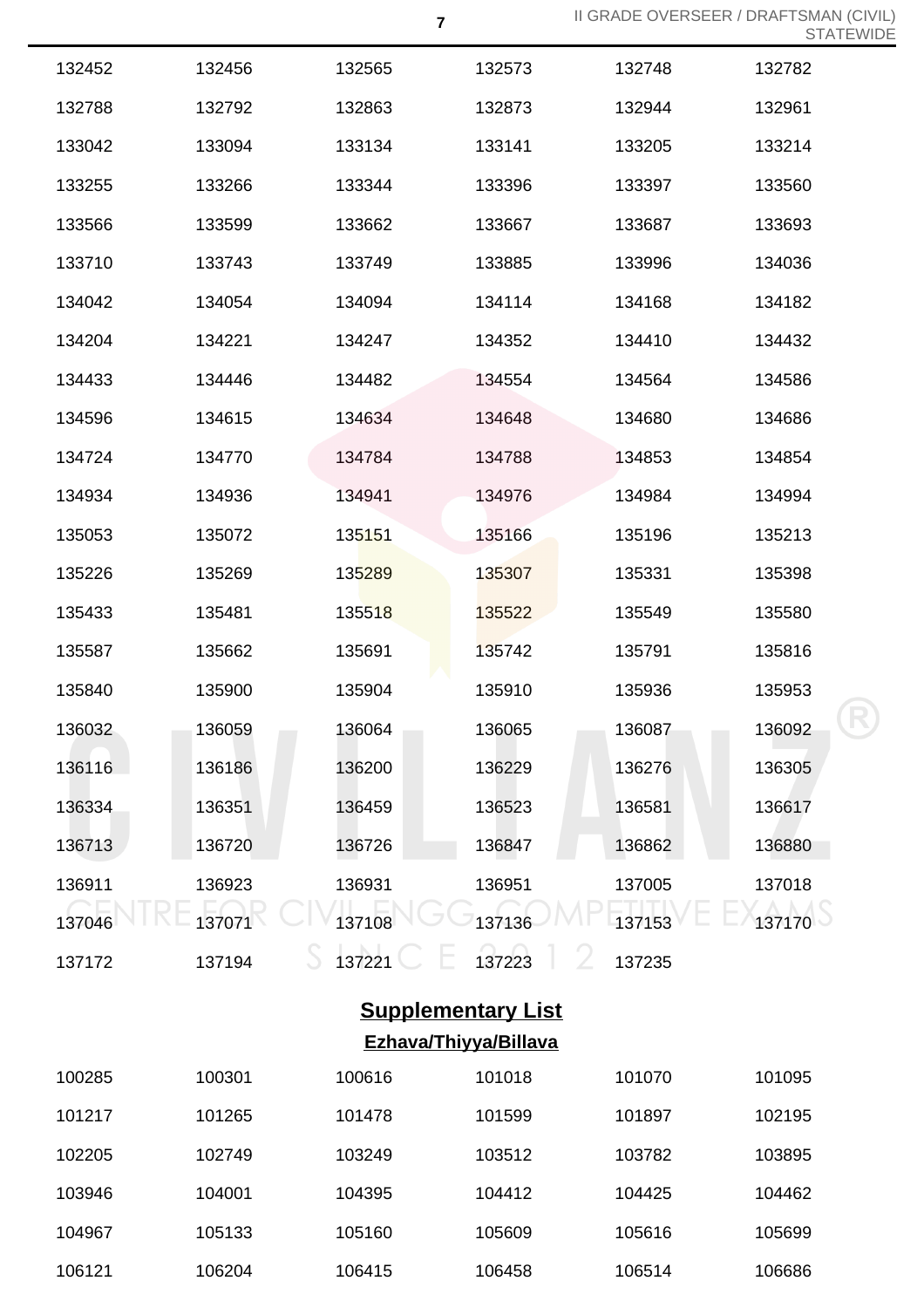| | | | | | |
|---|---|---|---|---|---|
| 132452 | 132456 | 132565 | 132573 | 132748 | 132782 |
| 132788 | 132792 | 132863 | 132873 | 132944 | 132961 |
| 133042 | 133094 | 133134 | 133141 | 133205 | 133214 |
| 133255 | 133266 | 133344 | 133396 | 133397 | 133560 |
| 133566 | 133599 | 133662 | 133667 | 133687 | 133693 |
| 133710 | 133743 | 133749 | 133885 | 133996 | 134036 |
| 134042 | 134054 | 134094 | 134114 | 134168 | 134182 |
| 134204 | 134221 | 134247 | 134352 | 134410 | 134432 |
| 134433 | 134446 | 134482 | 134554 | 134564 | 134586 |
| 134596 | 134615 | 134634 | 134648 | 134680 | 134686 |
| 134724 | 134770 | 134784 | 134788 | 134853 | 134854 |
| 134934 | 134936 | 134941 | 134976 | 134984 | 134994 |
| 135053 | 135072 | 135151 | 135166 | 135196 | 135213 |
| 135226 | 135269 | 135289 | 135307 | 135331 | 135398 |
| 135433 | 135481 | 135518 | 135522 | 135549 | 135580 |
| 135587 | 135662 | 135691 | 135742 | 135791 | 135816 |
| 135840 | 135900 | 135904 | 135910 | 135936 | 135953 |
| 136032 | 136059 | 136064 | 136065 | 136087 | 136092 |
| 136116 | 136186 | 136200 | 136229 | 136276 | 136305 |
| 136334 | 136351 | 136459 | 136523 | 136581 | 136617 |
| 136713 | 136720 | 136726 | 136847 | 136862 | 136880 |
| 136911 | 136923 | 136931 | 136951 | 137005 | 137018 |
| 137046 | 137071 | 137108 | 137136 | 137153 | 137170 |
| 137172 | 137194 | 137221 | 137223 | 137235 | |

## Supplementary List

### Ezhava/Thiyya/Billava

| | | | | | |
|---|---|---|---|---|---|
| 100285 | 100301 | 100616 | 101018 | 101070 | 101095 |
| 101217 | 101265 | 101478 | 101599 | 101897 | 102195 |
| 102205 | 102749 | 103249 | 103512 | 103782 | 103895 |
| 103946 | 104001 | 104395 | 104412 | 104425 | 104462 |
| 104967 | 105133 | 105160 | 105609 | 105616 | 105699 |
| 106121 | 106204 | 106415 | 106458 | 106514 | 106686 |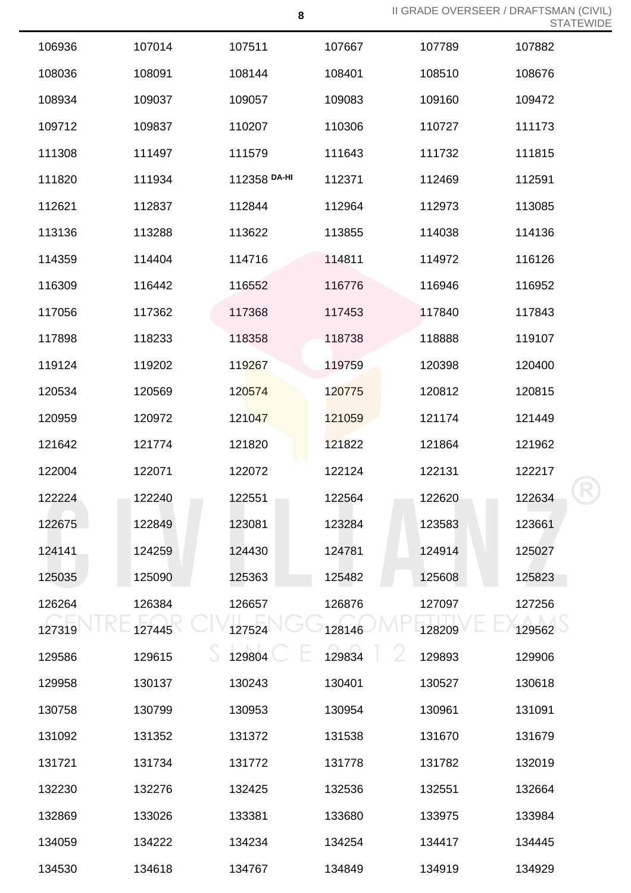| | | | | | |
|---|---|---|---|---|---|
| 106936 | 107014 | 107511 | 107667 | 107789 | 107882 |
| 108036 | 108091 | 108144 | 108401 | 108510 | 108676 |
| 108934 | 109037 | 109057 | 109083 | 109160 | 109472 |
| 109712 | 109837 | 110207 | 110306 | 110727 | 111173 |
| 111308 | 111497 | 111579 | 111643 | 111732 | 111815 |
| 111820 | 111934 | 112358 DA-HI | 112371 | 112469 | 112591 |
| 112621 | 112837 | 112844 | 112964 | 112973 | 113085 |
| 113136 | 113288 | 113622 | 113855 | 114038 | 114136 |
| 114359 | 114404 | 114716 | 114811 | 114972 | 116126 |
| 116309 | 116442 | 116552 | 116776 | 116946 | 116952 |
| 117056 | 117362 | 117368 | 117453 | 117840 | 117843 |
| 117898 | 118233 | 118358 | 118738 | 118888 | 119107 |
| 119124 | 119202 | 119267 | 119759 | 120398 | 120400 |
| 120534 | 120569 | 120574 | 120775 | 120812 | 120815 |
| 120959 | 120972 | 121047 | 121059 | 121174 | 121449 |
| 121642 | 121774 | 121820 | 121822 | 121864 | 121962 |
| 122004 | 122071 | 122072 | 122124 | 122131 | 122217 |
| 122224 | 122240 | 122551 | 122564 | 122620 | 122634 |
| 122675 | 122849 | 123081 | 123284 | 123583 | 123661 |
| 124141 | 124259 | 124430 | 124781 | 124914 | 125027 |
| 125035 | 125090 | 125363 | 125482 | 125608 | 125823 |
| 126264 | 126384 | 126657 | 126876 | 127097 | 127256 |
| 127319 | 127445 | 127524 | 128146 | 128209 | 129562 |
| 129586 | 129615 | 129804 | 129834 | 129893 | 129906 |
| 129958 | 130137 | 130243 | 130401 | 130527 | 130618 |
| 130758 | 130799 | 130953 | 130954 | 130961 | 131091 |
| 131092 | 131352 | 131372 | 131538 | 131670 | 131679 |
| 131721 | 131734 | 131772 | 131778 | 131782 | 132019 |
| 132230 | 132276 | 132425 | 132536 | 132551 | 132664 |
| 132869 | 133026 | 133381 | 133680 | 133975 | 133984 |
| 134059 | 134222 | 134234 | 134254 | 134417 | 134445 |
| 134530 | 134618 | 134767 | 134849 | 134919 | 134929 |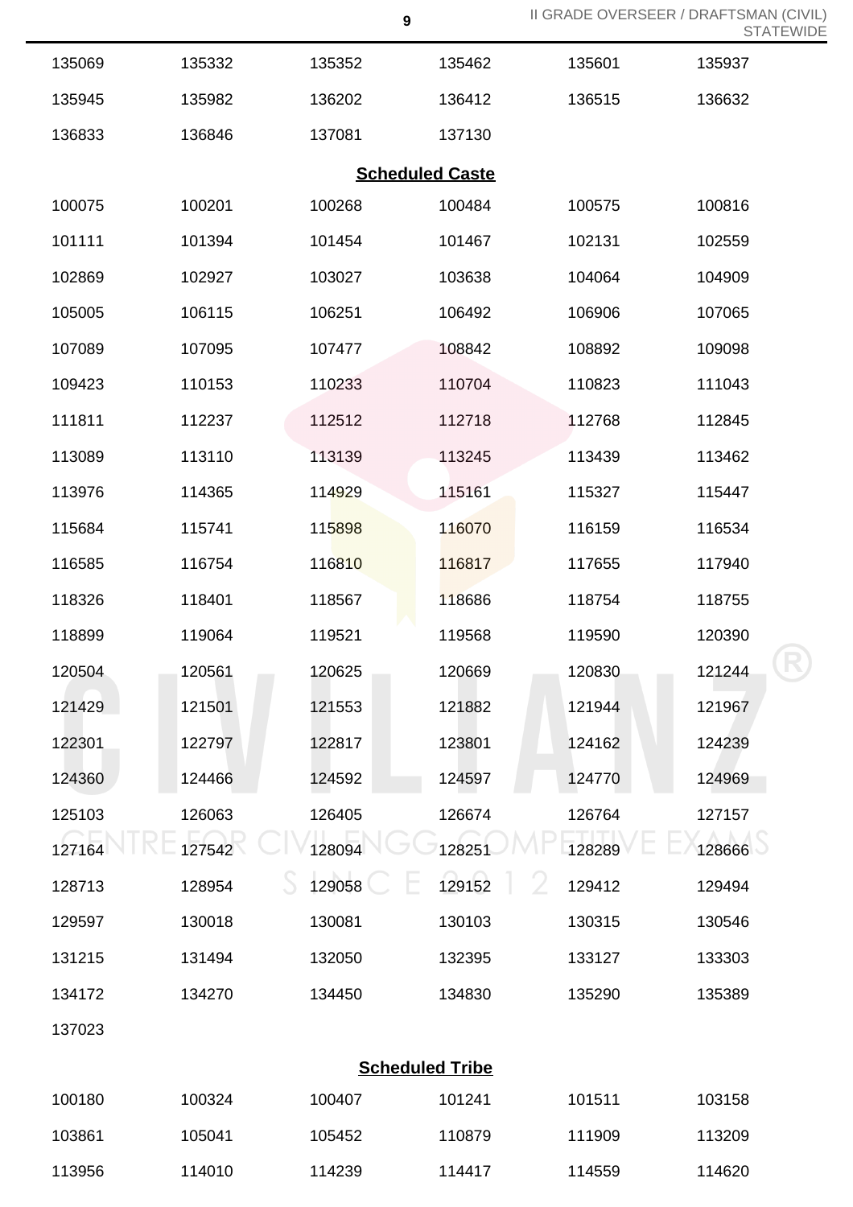| | | | | | |
|---|---|---|---|---|---|
| 135069 | 135332 | 135352 | 135462 | 135601 | 135937 |
| 135945 | 135982 | 136202 | 136412 | 136515 | 136632 |
| 136833 | 136846 | 137081 | 137130 | | |

## Scheduled Caste

| | | | | | |
|---|---|---|---|---|---|
| 100075 | 100201 | 100268 | 100484 | 100575 | 100816 |
| 101111 | 101394 | 101454 | 101467 | 102131 | 102559 |
| 102869 | 102927 | 103027 | 103638 | 104064 | 104909 |
| 105005 | 106115 | 106251 | 106492 | 106906 | 107065 |
| 107089 | 107095 | 107477 | 108842 | 108892 | 109098 |
| 109423 | 110153 | 110233 | 110704 | 110823 | 111043 |
| 111811 | 112237 | 112512 | 112718 | 112768 | 112845 |
| 113089 | 113110 | 113139 | 113245 | 113439 | 113462 |
| 113976 | 114365 | 114929 | 115161 | 115327 | 115447 |
| 115684 | 115741 | 115898 | 116070 | 116159 | 116534 |
| 116585 | 116754 | 116810 | 116817 | 117655 | 117940 |
| 118326 | 118401 | 118567 | 118686 | 118754 | 118755 |
| 118899 | 119064 | 119521 | 119568 | 119590 | 120390 |
| 120504 | 120561 | 120625 | 120669 | 120830 | 121244 |
| 121429 | 121501 | 121553 | 121882 | 121944 | 121967 |
| 122301 | 122797 | 122817 | 123801 | 124162 | 124239 |
| 124360 | 124466 | 124592 | 124597 | 124770 | 124969 |
| 125103 | 126063 | 126405 | 126674 | 126764 | 127157 |
| 127164 | 127542 | 128094 | 128251 | 128289 | 128666 |
| 128713 | 128954 | 129058 | 129152 | 129412 | 129494 |
| 129597 | 130018 | 130081 | 130103 | 130315 | 130546 |
| 131215 | 131494 | 132050 | 132395 | 133127 | 133303 |
| 134172 | 134270 | 134450 | 134830 | 135290 | 135389 |
| 137023 | | | | | |

## Scheduled Tribe

| | | | | | |
|---|---|---|---|---|---|
| 100180 | 100324 | 100407 | 101241 | 101511 | 103158 |
| 103861 | 105041 | 105452 | 110879 | 111909 | 113209 |
| 113956 | 114010 | 114239 | 114417 | 114559 | 114620 |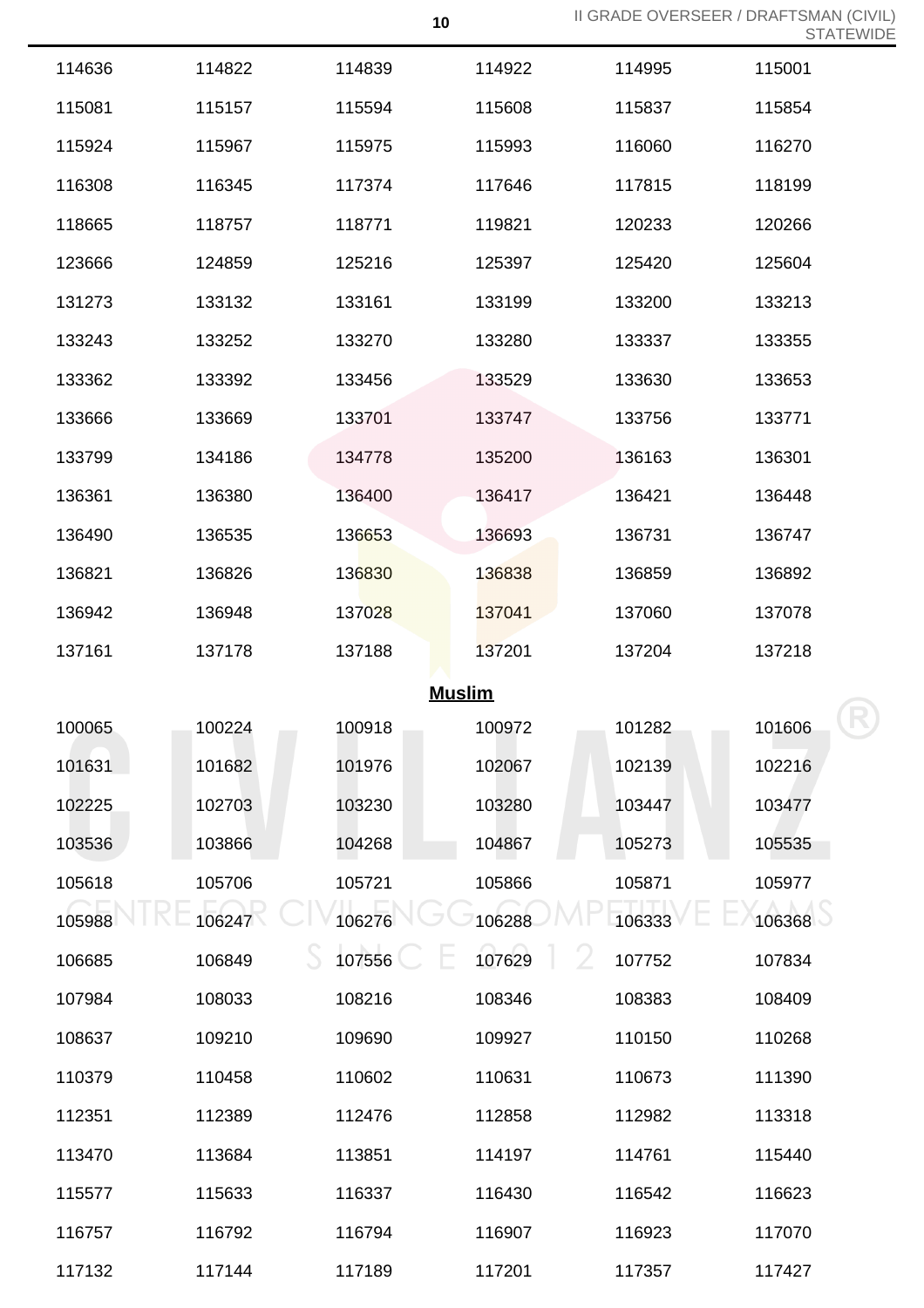| | | | | | |
|---|---|---|---|---|---|
| 114636 | 114822 | 114839 | 114922 | 114995 | 115001 |
| 115081 | 115157 | 115594 | 115608 | 115837 | 115854 |
| 115924 | 115967 | 115975 | 115993 | 116060 | 116270 |
| 116308 | 116345 | 117374 | 117646 | 117815 | 118199 |
| 118665 | 118757 | 118771 | 119821 | 120233 | 120266 |
| 123666 | 124859 | 125216 | 125397 | 125420 | 125604 |
| 131273 | 133132 | 133161 | 133199 | 133200 | 133213 |
| 133243 | 133252 | 133270 | 133280 | 133337 | 133355 |
| 133362 | 133392 | 133456 | 133529 | 133630 | 133653 |
| 133666 | 133669 | 133701 | 133747 | 133756 | 133771 |
| 133799 | 134186 | 134778 | 135200 | 136163 | 136301 |
| 136361 | 136380 | 136400 | 136417 | 136421 | 136448 |
| 136490 | 136535 | 136653 | 136693 | 136731 | 136747 |
| 136821 | 136826 | 136830 | 136838 | 136859 | 136892 |
| 136942 | 136948 | 137028 | 137041 | 137060 | 137078 |
| 137161 | 137178 | 137188 | 137201 | 137204 | 137218 |

**Muslim**

| | | | | | |
|---|---|---|---|---|---|
| 100065 | 100224 | 100918 | 100972 | 101282 | 101606 |
| 101631 | 101682 | 101976 | 102067 | 102139 | 102216 |
| 102225 | 102703 | 103230 | 103280 | 103447 | 103477 |
| 103536 | 103866 | 104268 | 104867 | 105273 | 105535 |
| 105618 | 105706 | 105721 | 105866 | 105871 | 105977 |
| 105988 | 106247 | 106276 | 106288 | 106333 | 106368 |
| 106685 | 106849 | 107556 | 107629 | 107752 | 107834 |
| 107984 | 108033 | 108216 | 108346 | 108383 | 108409 |
| 108637 | 109210 | 109690 | 109927 | 110150 | 110268 |
| 110379 | 110458 | 110602 | 110631 | 110673 | 111390 |
| 112351 | 112389 | 112476 | 112858 | 112982 | 113318 |
| 113470 | 113684 | 113851 | 114197 | 114761 | 115440 |
| 115577 | 115633 | 116337 | 116430 | 116542 | 116623 |
| 116757 | 116792 | 116794 | 116907 | 116923 | 117070 |
| 117132 | 117144 | 117189 | 117201 | 117357 | 117427 |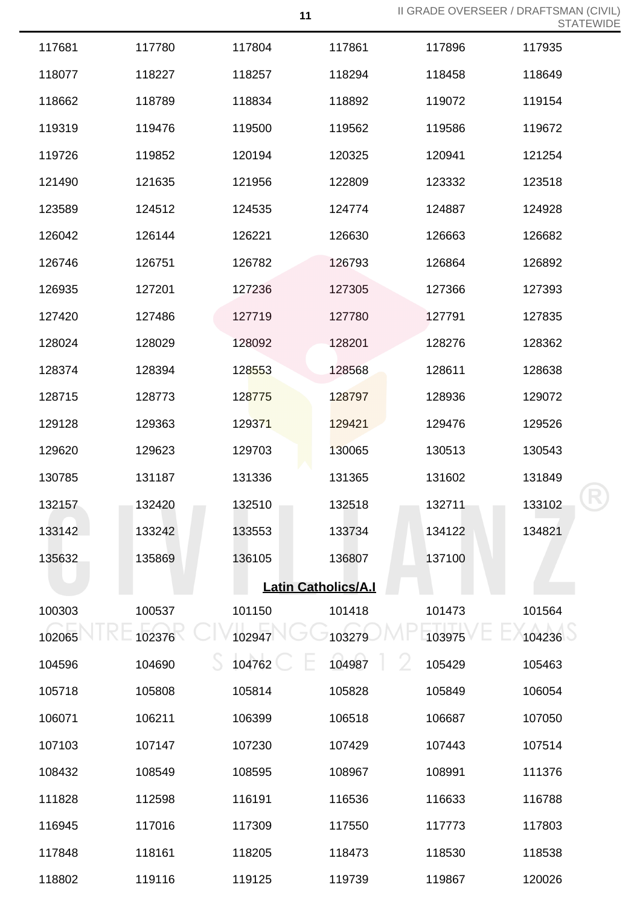| | | | | | |
|---|---|---|---|---|---|
| 117681 | 117780 | 117804 | 117861 | 117896 | 117935 |
| 118077 | 118227 | 118257 | 118294 | 118458 | 118649 |
| 118662 | 118789 | 118834 | 118892 | 119072 | 119154 |
| 119319 | 119476 | 119500 | 119562 | 119586 | 119672 |
| 119726 | 119852 | 120194 | 120325 | 120941 | 121254 |
| 121490 | 121635 | 121956 | 122809 | 123332 | 123518 |
| 123589 | 124512 | 124535 | 124774 | 124887 | 124928 |
| 126042 | 126144 | 126221 | 126630 | 126663 | 126682 |
| 126746 | 126751 | 126782 | 126793 | 126864 | 126892 |
| 126935 | 127201 | 127236 | 127305 | 127366 | 127393 |
| 127420 | 127486 | 127719 | 127780 | 127791 | 127835 |
| 128024 | 128029 | 128092 | 128201 | 128276 | 128362 |
| 128374 | 128394 | 128553 | 128568 | 128611 | 128638 |
| 128715 | 128773 | 128775 | 128797 | 128936 | 129072 |
| 129128 | 129363 | 129371 | 129421 | 129476 | 129526 |
| 129620 | 129623 | 129703 | 130065 | 130513 | 130543 |
| 130785 | 131187 | 131336 | 131365 | 131602 | 131849 |
| 132157 | 132420 | 132510 | 132518 | 132711 | 133102 |
| 133142 | 133242 | 133553 | 133734 | 134122 | 134821 |
| 135632 | 135869 | 136105 | 136807 | 137100 | |

**Latin Catholics/A.I**

| | | | | | |
|---|---|---|---|---|---|
| 100303 | 100537 | 101150 | 101418 | 101473 | 101564 |
| 102065 | 102376 | 102947 | 103279 | 103975 | 104236 |
| 104596 | 104690 | 104762 | 104987 | 105429 | 105463 |
| 105718 | 105808 | 105814 | 105828 | 105849 | 106054 |
| 106071 | 106211 | 106399 | 106518 | 106687 | 107050 |
| 107103 | 107147 | 107230 | 107429 | 107443 | 107514 |
| 108432 | 108549 | 108595 | 108967 | 108991 | 111376 |
| 111828 | 112598 | 116191 | 116536 | 116633 | 116788 |
| 116945 | 117016 | 117309 | 117550 | 117773 | 117803 |
| 117848 | 118161 | 118205 | 118473 | 118530 | 118538 |
| 118802 | 119116 | 119125 | 119739 | 119867 | 120026 |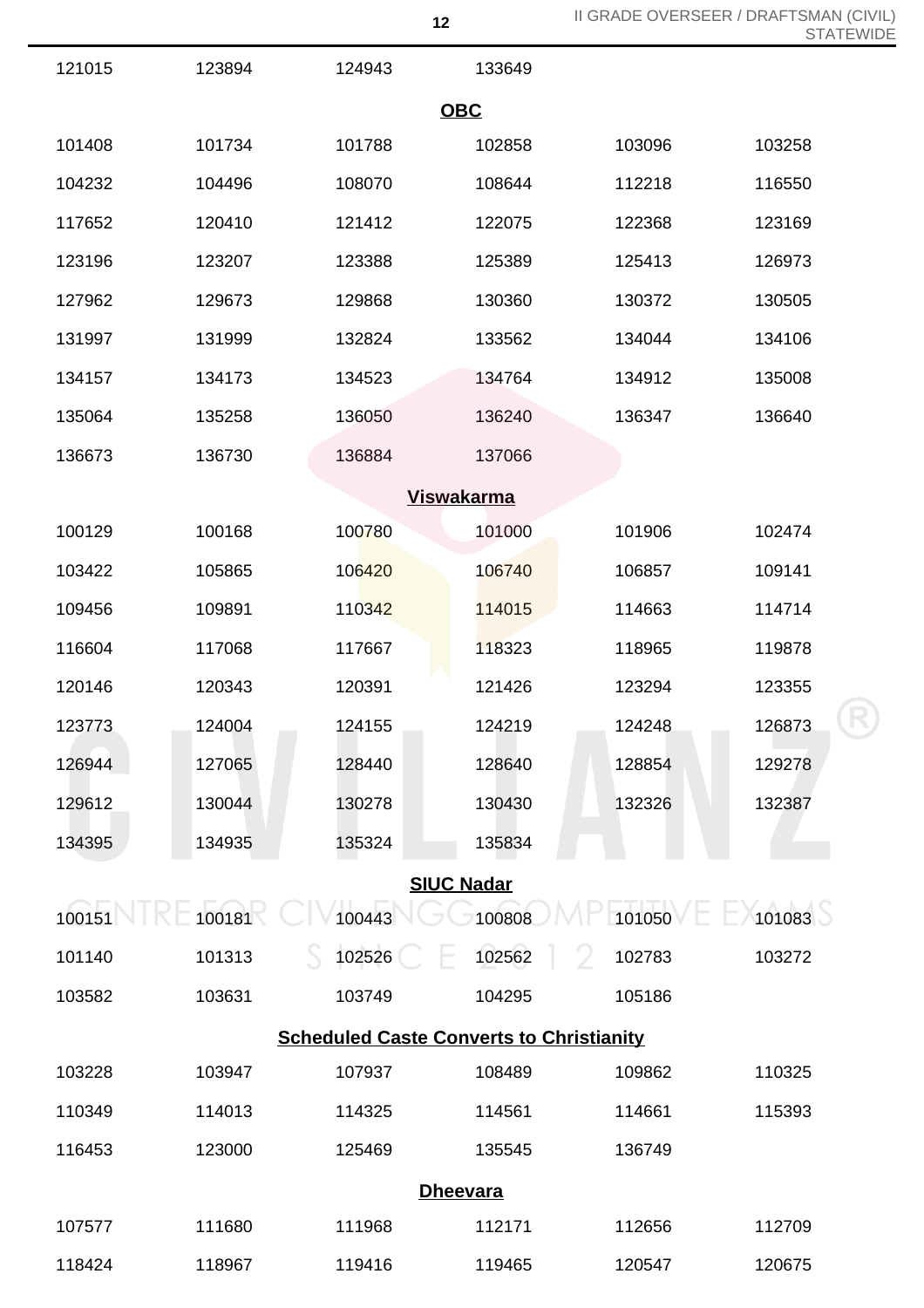| | | | | | |
|---|---|---|---|---|---|
| 121015 | 123894 | 124943 | 133649 | | |

**OBC**

| | | | | | |
|---|---|---|---|---|---|
| 101408 | 101734 | 101788 | 102858 | 103096 | 103258 |
| 104232 | 104496 | 108070 | 108644 | 112218 | 116550 |
| 117652 | 120410 | 121412 | 122075 | 122368 | 123169 |
| 123196 | 123207 | 123388 | 125389 | 125413 | 126973 |
| 127962 | 129673 | 129868 | 130360 | 130372 | 130505 |
| 131997 | 131999 | 132824 | 133562 | 134044 | 134106 |
| 134157 | 134173 | 134523 | 134764 | 134912 | 135008 |
| 135064 | 135258 | 136050 | 136240 | 136347 | 136640 |
| 136673 | 136730 | 136884 | 137066 | | |

**Viswakarma**

| | | | | | |
|---|---|---|---|---|---|
| 100129 | 100168 | 100780 | 101000 | 101906 | 102474 |
| 103422 | 105865 | 106420 | 106740 | 106857 | 109141 |
| 109456 | 109891 | 110342 | 114015 | 114663 | 114714 |
| 116604 | 117068 | 117667 | 118323 | 118965 | 119878 |
| 120146 | 120343 | 120391 | 121426 | 123294 | 123355 |
| 123773 | 124004 | 124155 | 124219 | 124248 | 126873 |
| 126944 | 127065 | 128440 | 128640 | 128854 | 129278 |
| 129612 | 130044 | 130278 | 130430 | 132326 | 132387 |
| 134395 | 134935 | 135324 | 135834 | | |

**SIUC Nadar**

| | | | | | |
|---|---|---|---|---|---|
| 100151 | 100181 | 100443 | 100808 | 101050 | 101083 |
| 101140 | 101313 | 102526 | 102562 | 102783 | 103272 |
| 103582 | 103631 | 103749 | 104295 | 105186 | |

**Scheduled Caste Converts to Christianity**

| | | | | | |
|---|---|---|---|---|---|
| 103228 | 103947 | 107937 | 108489 | 109862 | 110325 |
| 110349 | 114013 | 114325 | 114561 | 114661 | 115393 |
| 116453 | 123000 | 125469 | 135545 | 136749 | |

**Dheevara**

| | | | | | |
|---|---|---|---|---|---|
| 107577 | 111680 | 111968 | 112171 | 112656 | 112709 |
| 118424 | 118967 | 119416 | 119465 | 120547 | 120675 |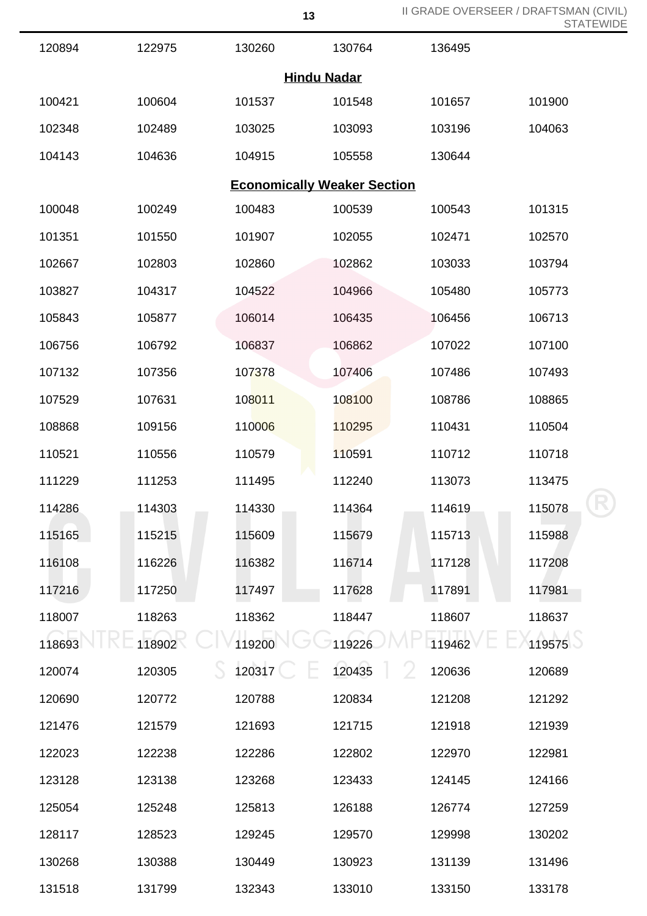| | | | | | |
|---|---|---|---|---|---|
| 120894 | 122975 | 130260 | 130764 | 136495 | |

**Hindu Nadar**

| | | | | | |
|---|---|---|---|---|---|
| 100421 | 100604 | 101537 | 101548 | 101657 | 101900 |
| 102348 | 102489 | 103025 | 103093 | 103196 | 104063 |
| 104143 | 104636 | 104915 | 105558 | 130644 | |

**Economically Weaker Section**

| | | | | | |
|---|---|---|---|---|---|
| 100048 | 100249 | 100483 | 100539 | 100543 | 101315 |
| 101351 | 101550 | 101907 | 102055 | 102471 | 102570 |
| 102667 | 102803 | 102860 | 102862 | 103033 | 103794 |
| 103827 | 104317 | 104522 | 104966 | 105480 | 105773 |
| 105843 | 105877 | 106014 | 106435 | 106456 | 106713 |
| 106756 | 106792 | 106837 | 106862 | 107022 | 107100 |
| 107132 | 107356 | 107378 | 107406 | 107486 | 107493 |
| 107529 | 107631 | 108011 | 108100 | 108786 | 108865 |
| 108868 | 109156 | 110006 | 110295 | 110431 | 110504 |
| 110521 | 110556 | 110579 | 110591 | 110712 | 110718 |
| 111229 | 111253 | 111495 | 112240 | 113073 | 113475 |
| 114286 | 114303 | 114330 | 114364 | 114619 | 115078 |
| 115165 | 115215 | 115609 | 115679 | 115713 | 115988 |
| 116108 | 116226 | 116382 | 116714 | 117128 | 117208 |
| 117216 | 117250 | 117497 | 117628 | 117891 | 117981 |
| 118007 | 118263 | 118362 | 118447 | 118607 | 118637 |
| 118693 | 118902 | 119200 | 119226 | 119462 | 119575 |
| 120074 | 120305 | 120317 | 120435 | 120636 | 120689 |
| 120690 | 120772 | 120788 | 120834 | 121208 | 121292 |
| 121476 | 121579 | 121693 | 121715 | 121918 | 121939 |
| 122023 | 122238 | 122286 | 122802 | 122970 | 122981 |
| 123128 | 123138 | 123268 | 123433 | 124145 | 124166 |
| 125054 | 125248 | 125813 | 126188 | 126774 | 127259 |
| 128117 | 128523 | 129245 | 129570 | 129998 | 130202 |
| 130268 | 130388 | 130449 | 130923 | 131139 | 131496 |
| 131518 | 131799 | 132343 | 133010 | 133150 | 133178 |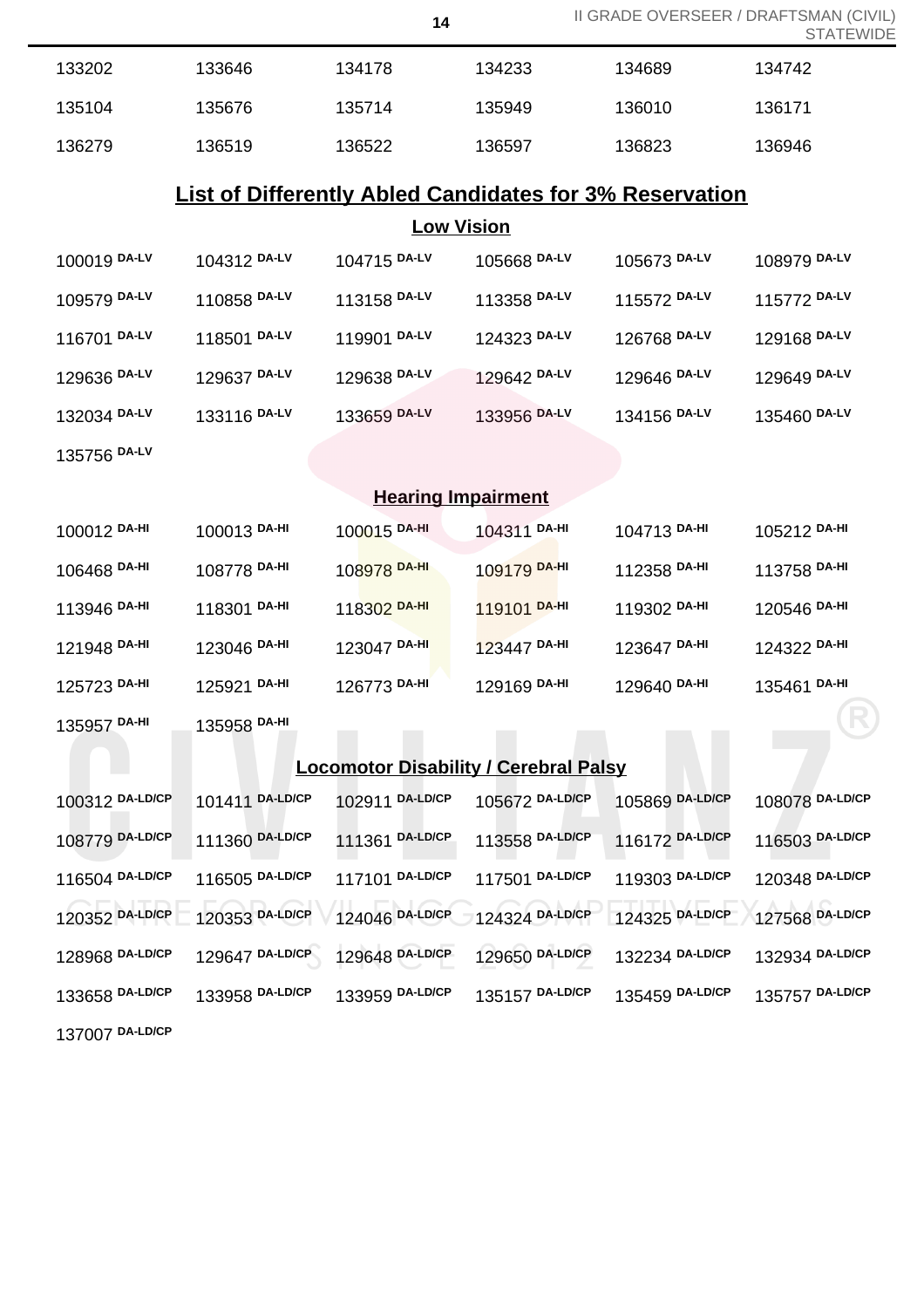| | | | | | |
|---|---|---|---|---|---|
| 133202 | 133646 | 134178 | 134233 | 134689 | 134742 |
| 135104 | 135676 | 135714 | 135949 | 136010 | 136171 |
| 136279 | 136519 | 136522 | 136597 | 136823 | 136946 |

## List of Differently Abled Candidates for 3% Reservation

### Low Vision

| | | | | | |
|---|---|---|---|---|---|
| 100019 DA-LV | 104312 DA-LV | 104715 DA-LV | 105668 DA-LV | 105673 DA-LV | 108979 DA-LV |
| 109579 DA-LV | 110858 DA-LV | 113158 DA-LV | 113358 DA-LV | 115572 DA-LV | 115772 DA-LV |
| 116701 DA-LV | 118501 DA-LV | 119901 DA-LV | 124323 DA-LV | 126768 DA-LV | 129168 DA-LV |
| 129636 DA-LV | 129637 DA-LV | 129638 DA-LV | 129642 DA-LV | 129646 DA-LV | 129649 DA-LV |
| 132034 DA-LV | 133116 DA-LV | 133659 DA-LV | 133956 DA-LV | 134156 DA-LV | 135460 DA-LV |
| 135756 DA-LV | | | | | |

### Hearing Impairment

| | | | | | |
|---|---|---|---|---|---|
| 100012 DA-HI | 100013 DA-HI | 100015 DA-HI | 104311 DA-HI | 104713 DA-HI | 105212 DA-HI |
| 106468 DA-HI | 108778 DA-HI | 108978 DA-HI | 109179 DA-HI | 112358 DA-HI | 113758 DA-HI |
| 113946 DA-HI | 118301 DA-HI | 118302 DA-HI | 119101 DA-HI | 119302 DA-HI | 120546 DA-HI |
| 121948 DA-HI | 123046 DA-HI | 123047 DA-HI | 123447 DA-HI | 123647 DA-HI | 124322 DA-HI |
| 125723 DA-HI | 125921 DA-HI | 126773 DA-HI | 129169 DA-HI | 129640 DA-HI | 135461 DA-HI |
| 135957 DA-HI | 135958 DA-HI | | | | |

### Locomotor Disability / Cerebral Palsy

| | | | | | |
|---|---|---|---|---|---|
| 100312 DA-LD/CP | 101411 DA-LD/CP | 102911 DA-LD/CP | 105672 DA-LD/CP | 105869 DA-LD/CP | 108078 DA-LD/CP |
| 108779 DA-LD/CP | 111360 DA-LD/CP | 111361 DA-LD/CP | 113558 DA-LD/CP | 116172 DA-LD/CP | 116503 DA-LD/CP |
| 116504 DA-LD/CP | 116505 DA-LD/CP | 117101 DA-LD/CP | 117501 DA-LD/CP | 119303 DA-LD/CP | 120348 DA-LD/CP |
| 120352 DA-LD/CP | 120353 DA-LD/CP | 124046 DA-LD/CP | 124324 DA-LD/CP | 124325 DA-LD/CP | 127568 DA-LD/CP |
| 128968 DA-LD/CP | 129647 DA-LD/CP | 129648 DA-LD/CP | 129650 DA-LD/CP | 132234 DA-LD/CP | 132934 DA-LD/CP |
| 133658 DA-LD/CP | 133958 DA-LD/CP | 133959 DA-LD/CP | 135157 DA-LD/CP | 135459 DA-LD/CP | 135757 DA-LD/CP |
| 137007 DA-LD/CP | | | | | |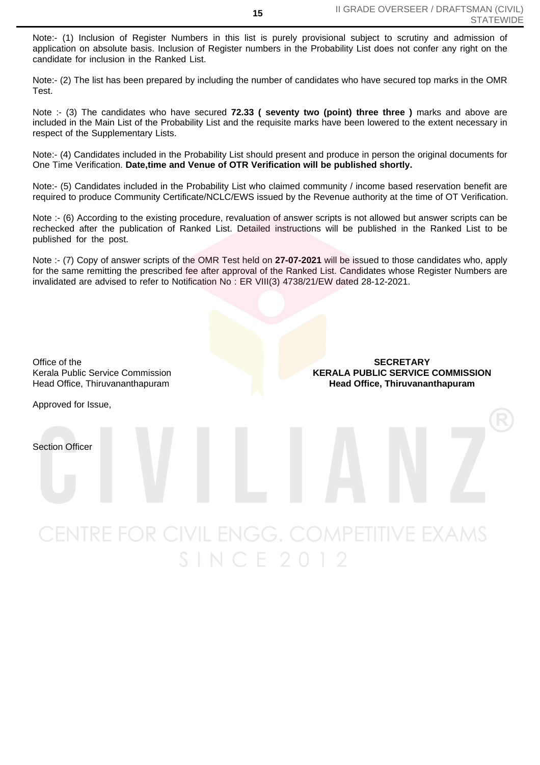Note:- (1) Inclusion of Register Numbers in this list is purely provisional subject to scrutiny and admission of application on absolute basis. Inclusion of Register numbers in the Probability List does not confer any right on the candidate for inclusion in the Ranked List.

Note:- (2) The list has been prepared by including the number of candidates who have secured top marks in the OMR Test.

Note :- (3) The candidates who have secured **72.33 ( seventy two (point) three three )** marks and above are included in the Main List of the Probability List and the requisite marks have been lowered to the extent necessary in respect of the Supplementary Lists.

Note:- (4) Candidates included in the Probability List should present and produce in person the original documents for One Time Verification. **Date,time and Venue of OTR Verification will be published shortly.**

Note:- (5) Candidates included in the Probability List who claimed community / income based reservation benefit are required to produce Community Certificate/NCLC/EWS issued by the Revenue authority at the time of OT Verification.

Note :- (6) According to the existing procedure, revaluation of answer scripts is not allowed but answer scripts can be rechecked after the publication of Ranked List. Detailed instructions will be published in the Ranked List to be published for the post.

Note :- (7) Copy of answer scripts of the OMR Test held on **27-07-2021** will be issued to those candidates who, apply for the same remitting the prescribed fee after approval of the Ranked List. Candidates whose Register Numbers are invalidated are advised to refer to Notification No : ER VIII(3) 4738/21/EW dated 28-12-2021.

Office of the
Kerala Public Service Commission
Head Office, Thiruvananthapuram

**SECRETARY**
**KERALA PUBLIC SERVICE COMMISSION**
**Head Office, Thiruvananthapuram**

Approved for Issue,

Section Officer